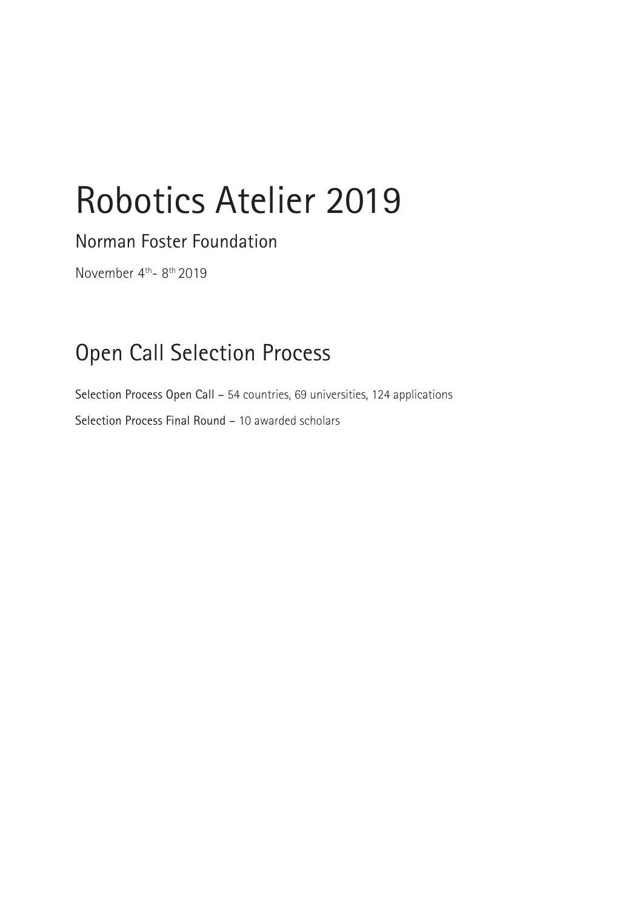# Robotics Atelier 2019

### Norman Foster Foundation

November 4th- 8th 2019

## Open Call Selection Process

**Selection Process Open Call** – 54 countries, 69 universities, 124 applications

**Selection Process Final Round** – 10 awarded scholars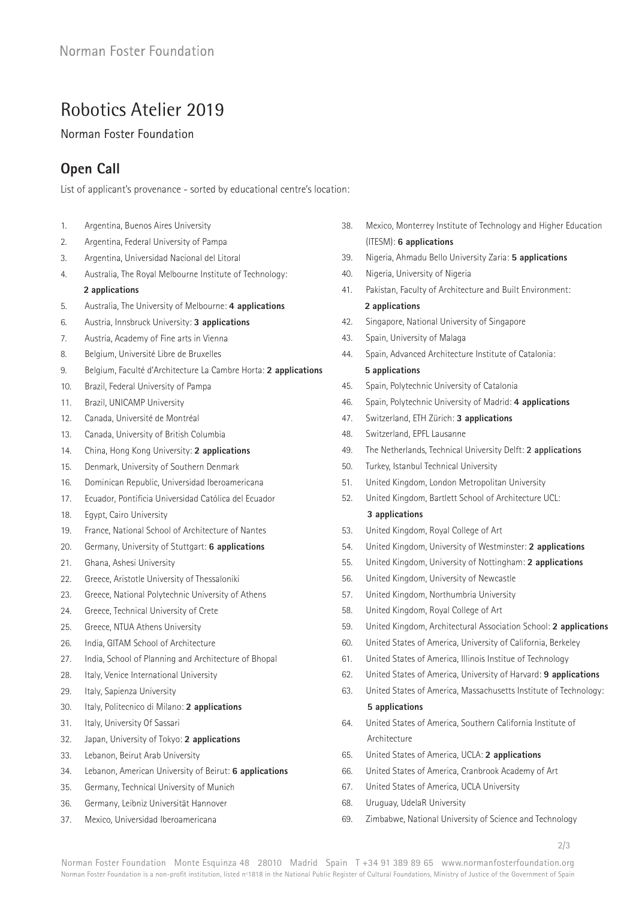Norman Foster Foundation

# Robotics Atelier 2019

Norman Foster Foundation

## Open Call

List of applicant's provenance - sorted by educational centre's location:

1. Argentina, Buenos Aires University
2. Argentina, Federal University of Pampa
3. Argentina, Universidad Nacional del Litoral
4. Australia, The Royal Melbourne Institute of Technology: **2 applications**
5. Australia, The University of Melbourne: **4 applications**
6. Austria, Innsbruck University: **3 applications**
7. Austria, Academy of Fine arts in Vienna
8. Belgium, Université Libre de Bruxelles
9. Belgium, Faculté d'Architecture La Cambre Horta: **2 applications**
10. Brazil, Federal University of Pampa
11. Brazil, UNICAMP University
12. Canada, Université de Montréal
13. Canada, University of British Columbia
14. China, Hong Kong University: **2 applications**
15. Denmark, University of Southern Denmark
16. Dominican Republic, Universidad Iberoamericana
17. Ecuador, Pontificia Universidad Católica del Ecuador
18. Egypt, Cairo University
19. France, National School of Architecture of Nantes
20. Germany, University of Stuttgart: **6 applications**
21. Ghana, Ashesi University
22. Greece, Aristotle University of Thessaloniki
23. Greece, National Polytechnic University of Athens
24. Greece, Technical University of Crete
25. Greece, NTUA Athens University
26. India, GITAM School of Architecture
27. India, School of Planning and Architecture of Bhopal
28. Italy, Venice International University
29. Italy, Sapienza University
30. Italy, Politecnico di Milano: **2 applications**
31. Italy, University Of Sassari
32. Japan, University of Tokyo: **2 applications**
33. Lebanon, Beirut Arab University
34. Lebanon, American University of Beirut: **6 applications**
35. Germany, Technical University of Munich
36. Germany, Leibniz Universität Hannover
37. Mexico, Universidad Iberoamericana
38. Mexico, Monterrey Institute of Technology and Higher Education (ITESM): **6 applications**
39. Nigeria, Ahmadu Bello University Zaria: **5 applications**
40. Nigeria, University of Nigeria
41. Pakistan, Faculty of Architecture and Built Environment: **2 applications**
42. Singapore, National University of Singapore
43. Spain, University of Malaga
44. Spain, Advanced Architecture Institute of Catalonia: **5 applications**
45. Spain, Polytechnic University of Catalonia
46. Spain, Polytechnic University of Madrid: **4 applications**
47. Switzerland, ETH Zürich: **3 applications**
48. Switzerland, EPFL Lausanne
49. The Netherlands, Technical University Delft: **2 applications**
50. Turkey, Istanbul Technical University
51. United Kingdom, London Metropolitan University
52. United Kingdom, Bartlett School of Architecture UCL: **3 applications**
53. United Kingdom, Royal College of Art
54. United Kingdom, University of Westminster: **2 applications**
55. United Kingdom, University of Nottingham: **2 applications**
56. United Kingdom, University of Newcastle
57. United Kingdom, Northumbria University
58. United Kingdom, Royal College of Art
59. United Kingdom, Architectural Association School: **2 applications**
60. United States of America, University of California, Berkeley
61. United States of America, Illinois Institue of Technology
62. United States of America, University of Harvard: **9 applications**
63. United States of America, Massachusetts Institute of Technology: **5 applications**
64. United States of America, Southern California Institute of Architecture
65. United States of America, UCLA: **2 applications**
66. United States of America, Cranbrook Academy of Art
67. United States of America, UCLA University
68. Uruguay, UdelaR University
69. Zimbabwe, National University of Science and Technology

Norman Foster Foundation Monte Esquinza 48 28010 Madrid Spain T +34 91 389 89 65 www.normanfosterfoundation.org
Norman Foster Foundation is a non-profit institution, listed nº1818 in the National Public Register of Cultural Foundations, Ministry of Justice of the Government of Spain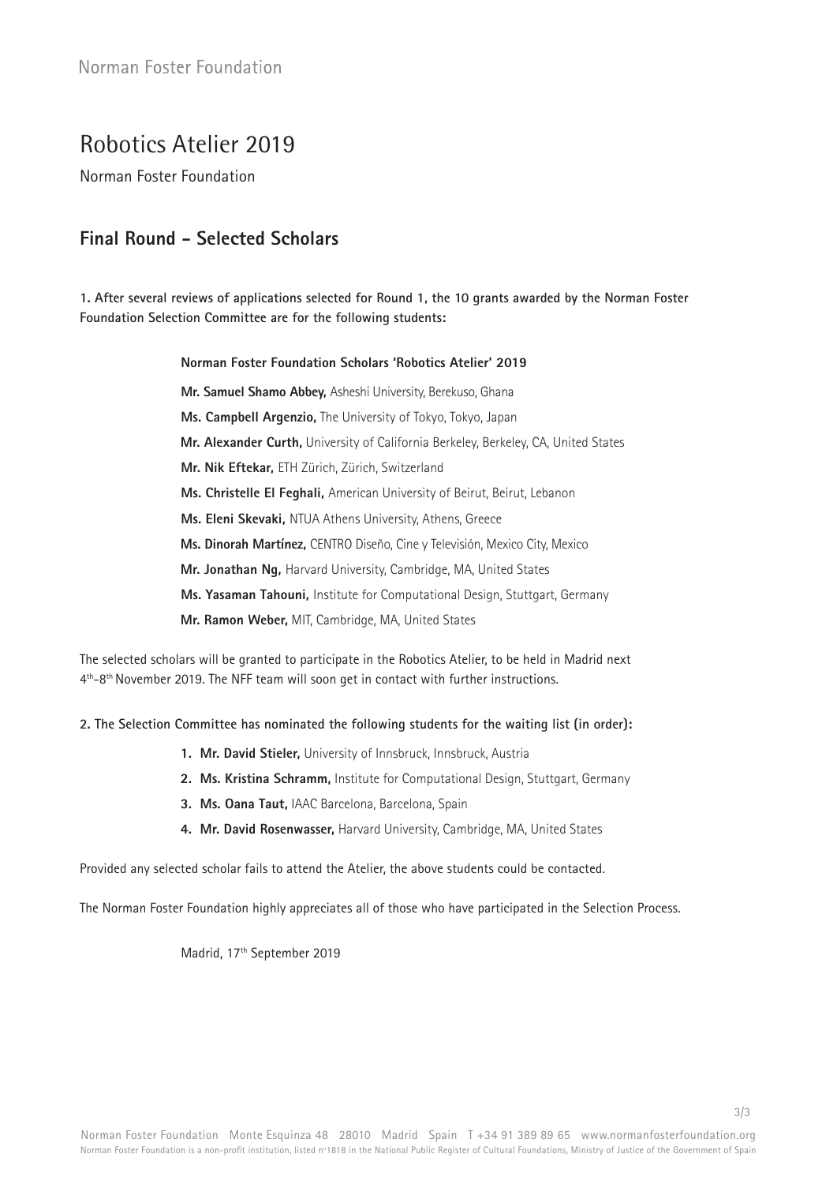# Robotics Atelier 2019

Norman Foster Foundation

## Final Round - Selected Scholars

**1. After several reviews of applications selected for Round 1, the 10 grants awarded by the Norman Foster Foundation Selection Committee are for the following students:**

**Norman Foster Foundation Scholars 'Robotics Atelier' 2019**

**Mr. Samuel Shamo Abbey,** Asheshi University, Berekuso, Ghana  
**Ms. Campbell Argenzio,** The University of Tokyo, Tokyo, Japan  
**Mr. Alexander Curth,** University of California Berkeley, Berkeley, CA, United States  
**Mr. Nik Eftekar,** ETH Zürich, Zürich, Switzerland  
**Ms. Christelle El Feghali,** American University of Beirut, Beirut, Lebanon  
**Ms. Eleni Skevaki,** NTUA Athens University, Athens, Greece  
**Ms. Dinorah Martínez,** CENTRO Diseño, Cine y Televisión, Mexico City, Mexico  
**Mr. Jonathan Ng,** Harvard University, Cambridge, MA, United States  
**Ms. Yasaman Tahouni,** Institute for Computational Design, Stuttgart, Germany  
**Mr. Ramon Weber,** MIT, Cambridge, MA, United States

The selected scholars will be granted to participate in the Robotics Atelier, to be held in Madrid next 4th-8th November 2019. The NFF team will soon get in contact with further instructions.

**2. The Selection Committee has nominated the following students for the waiting list (in order):**

1. **Mr. David Stieler,** University of Innsbruck, Innsbruck, Austria
2. **Ms. Kristina Schramm,** Institute for Computational Design, Stuttgart, Germany
3. **Ms. Oana Taut,** IAAC Barcelona, Barcelona, Spain
4. **Mr. David Rosenwasser,** Harvard University, Cambridge, MA, United States

Provided any selected scholar fails to attend the Atelier, the above students could be contacted.

The Norman Foster Foundation highly appreciates all of those who have participated in the Selection Process.

Madrid, 17th September 2019